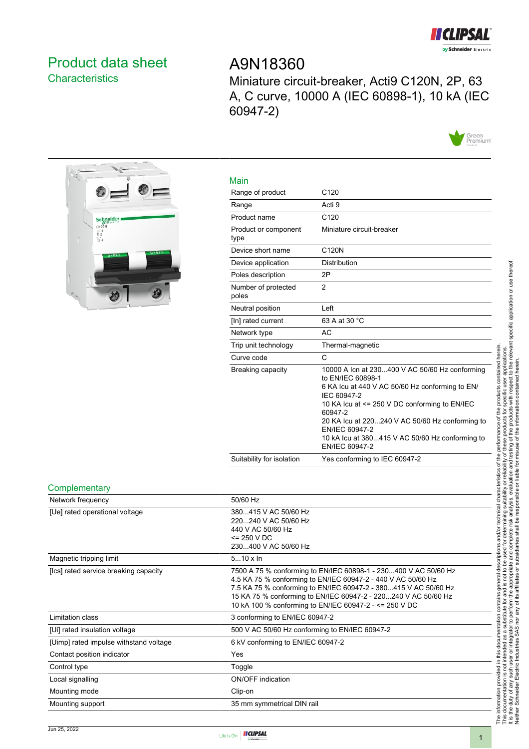# Product data sheet
## Characteristics

# A9N18360

Miniature circuit-breaker, Acti9 C120N, 2P, 63 A, C curve, 10000 A (IEC 60898-1), 10 kA (IEC 60947-2)

## Main

| | |
|---|---|
| Range of product | C120 |
| Range | Acti 9 |
| Product name | C120 |
| Product or component type | Miniature circuit-breaker |
| Device short name | C120N |
| Device application | Distribution |
| Poles description | 2P |
| Number of protected poles | 2 |
| Neutral position | Left |
| [In] rated current | 63 A at 30 °C |
| Network type | AC |
| Trip unit technology | Thermal-magnetic |
| Curve code | C |
| Breaking capacity | 10000 A Icn at 230...400 V AC 50/60 Hz conforming to EN/IEC 60898-1<br>6 KA Icu at 440 V AC 50/60 Hz conforming to EN/IEC 60947-2<br>10 KA Icu at <= 250 V DC conforming to EN/IEC 60947-2<br>20 KA Icu at 220...240 V AC 50/60 Hz conforming to EN/IEC 60947-2<br>10 kA Icu at 380...415 V AC 50/60 Hz conforming to EN/IEC 60947-2 |
| Suitability for isolation | Yes conforming to IEC 60947-2 |

## Complementary

| | |
|---|---|
| Network frequency | 50/60 Hz |
| [Ue] rated operational voltage | 380...415 V AC 50/60 Hz<br>220...240 V AC 50/60 Hz<br>440 V AC 50/60 Hz<br><= 250 V DC<br>230...400 V AC 50/60 Hz |
| Magnetic tripping limit | 5...10 x In |
| [Ics] rated service breaking capacity | 7500 A 75 % conforming to EN/IEC 60898-1 - 230...400 V AC 50/60 Hz<br>4.5 KA 75 % conforming to EN/IEC 60947-2 - 440 V AC 50/60 Hz<br>7.5 KA 75 % conforming to EN/IEC 60947-2 - 380...415 V AC 50/60 Hz<br>15 KA 75 % conforming to EN/IEC 60947-2 - 220...240 V AC 50/60 Hz<br>10 kA 100 % conforming to EN/IEC 60947-2 - <= 250 V DC |
| Limitation class | 3 conforming to EN/IEC 60947-2 |
| [Ui] rated insulation voltage | 500 V AC 50/60 Hz conforming to EN/IEC 60947-2 |
| [Uimp] rated impulse withstand voltage | 6 kV conforming to EN/IEC 60947-2 |
| Contact position indicator | Yes |
| Control type | Toggle |
| Local signalling | ON/OFF indication |
| Mounting mode | Clip-on |
| Mounting support | 35 mm symmetrical DIN rail |

The information provided in this documentation contains general descriptions and/or technical characteristics of the performance of the products contained herein. This documentation is not intended as a substitute for and is not to be used for determining suitability or reliability of these products for specific user applications. It is the duty of any such user or integrator to perform the appropriate and complete risk analysis, evaluation and testing of the products with respect to the relevant specific application or use thereof. Neither Schneider Electric Industries SAS nor any of its affiliates or subsidiaries shall be responsible or liable for misuse of the information contained herein.

Jun 25, 2022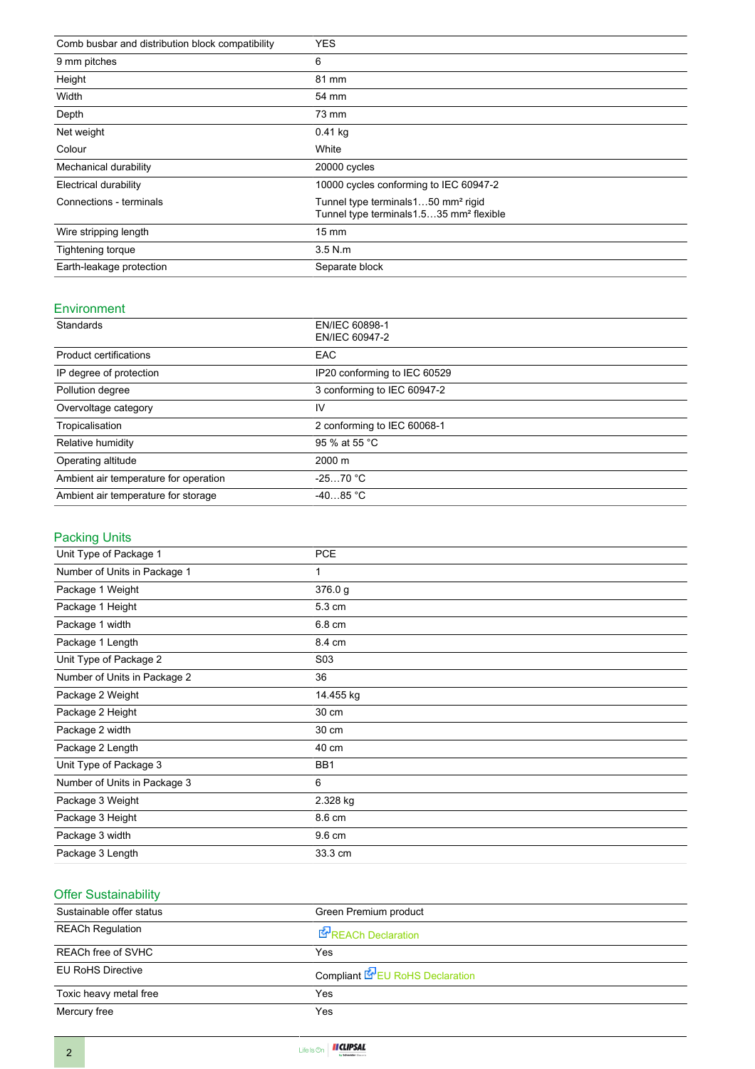| | |
|---|---|
| Comb busbar and distribution block compatibility | YES |
| 9 mm pitches | 6 |
| Height | 81 mm |
| Width | 54 mm |
| Depth | 73 mm |
| Net weight | 0.41 kg |
| Colour | White |
| Mechanical durability | 20000 cycles |
| Electrical durability | 10000 cycles conforming to IEC 60947-2 |
| Connections - terminals | Tunnel type terminals1…50 mm² rigid<br>Tunnel type terminals1.5…35 mm² flexible |
| Wire stripping length | 15 mm |
| Tightening torque | 3.5 N.m |
| Earth-leakage protection | Separate block |

## Environment

| | |
|---|---|
| Standards | EN/IEC 60898-1<br>EN/IEC 60947-2 |
| Product certifications | EAC |
| IP degree of protection | IP20 conforming to IEC 60529 |
| Pollution degree | 3 conforming to IEC 60947-2 |
| Overvoltage category | IV |
| Tropicalisation | 2 conforming to IEC 60068-1 |
| Relative humidity | 95 % at 55 °C |
| Operating altitude | 2000 m |
| Ambient air temperature for operation | -25…70 °C |
| Ambient air temperature for storage | -40…85 °C |

## Packing Units

| | |
|---|---|
| Unit Type of Package 1 | PCE |
| Number of Units in Package 1 | 1 |
| Package 1 Weight | 376.0 g |
| Package 1 Height | 5.3 cm |
| Package 1 width | 6.8 cm |
| Package 1 Length | 8.4 cm |
| Unit Type of Package 2 | S03 |
| Number of Units in Package 2 | 36 |
| Package 2 Weight | 14.455 kg |
| Package 2 Height | 30 cm |
| Package 2 width | 30 cm |
| Package 2 Length | 40 cm |
| Unit Type of Package 3 | BB1 |
| Number of Units in Package 3 | 6 |
| Package 3 Weight | 2.328 kg |
| Package 3 Height | 8.6 cm |
| Package 3 width | 9.6 cm |
| Package 3 Length | 33.3 cm |

## Offer Sustainability

| | |
|---|---|
| Sustainable offer status | Green Premium product |
| REACh Regulation | REACh Declaration |
| REACh free of SVHC | Yes |
| EU RoHS Directive | Compliant EU RoHS Declaration |
| Toxic heavy metal free | Yes |
| Mercury free | Yes |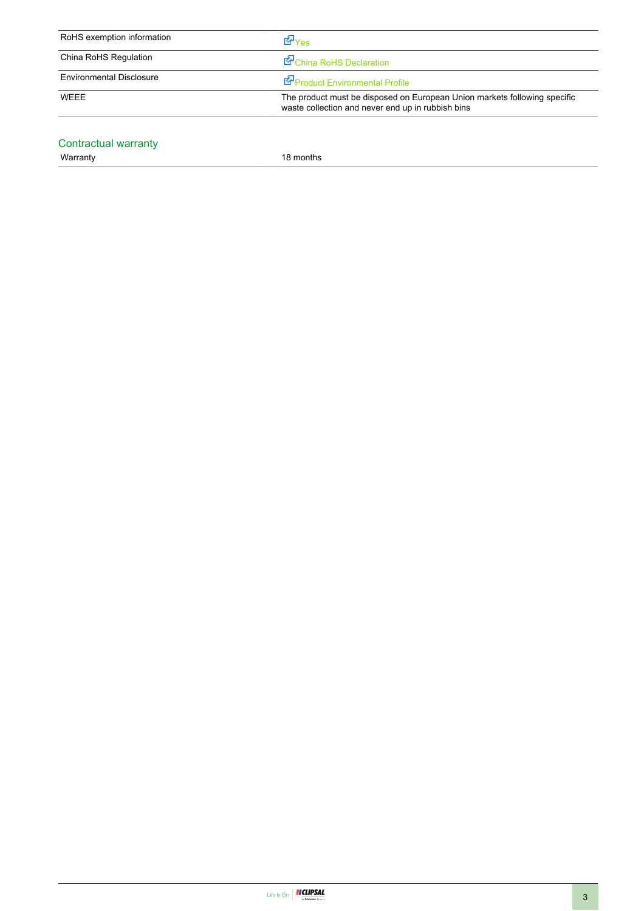| | |
|---|---|
| RoHS exemption information | Yes |
| China RoHS Regulation | China RoHS Declaration |
| Environmental Disclosure | Product Environmental Profile |
| WEEE | The product must be disposed on European Union markets following specific waste collection and never end up in rubbish bins |

## Contractual warranty

| | |
|---|---|
| Warranty | 18 months |